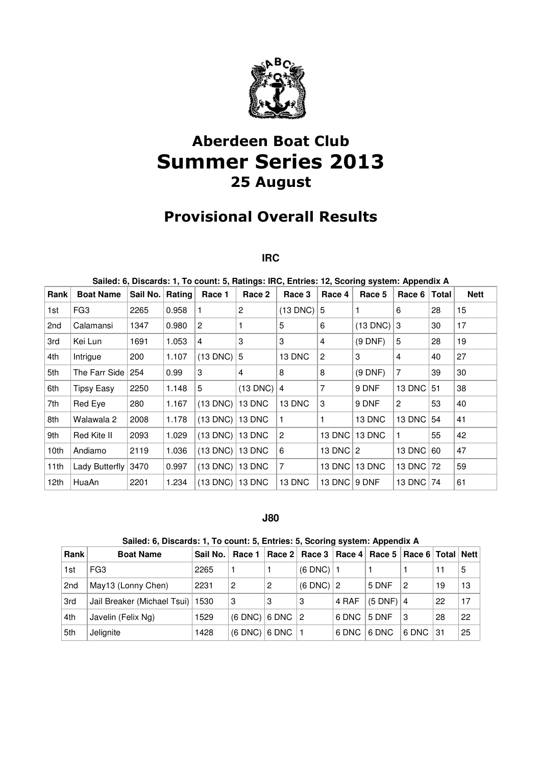# Aberdeen Boat Club
# Summer Series 2013
## 25 August

## Provisional Overall Results

### IRC

**Sailed: 6, Discards: 1, To count: 5, Ratings: IRC, Entries: 12, Scoring system: Appendix A**

| Rank | Boat Name | Sail No. | Rating | Race 1 | Race 2 | Race 3 | Race 4 | Race 5 | Race 6 | Total | Nett |
|---|---|---|---|---|---|---|---|---|---|---|---|
| 1st | FG3 | 2265 | 0.958 | 1 | 2 | (13 DNC) | 5 | 1 | 6 | 28 | 15 |
| 2nd | Calamansi | 1347 | 0.980 | 2 | 1 | 5 | 6 | (13 DNC) | 3 | 30 | 17 |
| 3rd | Kei Lun | 1691 | 1.053 | 4 | 3 | 3 | 4 | (9 DNF) | 5 | 28 | 19 |
| 4th | Intrigue | 200 | 1.107 | (13 DNC) | 5 | 13 DNC | 2 | 3 | 4 | 40 | 27 |
| 5th | The Farr Side | 254 | 0.99 | 3 | 4 | 8 | 8 | (9 DNF) | 7 | 39 | 30 |
| 6th | Tipsy Easy | 2250 | 1.148 | 5 | (13 DNC) | 4 | 7 | 9 DNF | 13 DNC | 51 | 38 |
| 7th | Red Eye | 280 | 1.167 | (13 DNC) | 13 DNC | 13 DNC | 3 | 9 DNF | 2 | 53 | 40 |
| 8th | Walawala 2 | 2008 | 1.178 | (13 DNC) | 13 DNC | 1 | 1 | 13 DNC | 13 DNC | 54 | 41 |
| 9th | Red Kite II | 2093 | 1.029 | (13 DNC) | 13 DNC | 2 | 13 DNC | 13 DNC | 1 | 55 | 42 |
| 10th | Andiamo | 2119 | 1.036 | (13 DNC) | 13 DNC | 6 | 13 DNC | 2 | 13 DNC | 60 | 47 |
| 11th | Lady Butterfly | 3470 | 0.997 | (13 DNC) | 13 DNC | 7 | 13 DNC | 13 DNC | 13 DNC | 72 | 59 |
| 12th | HuaAn | 2201 | 1.234 | (13 DNC) | 13 DNC | 13 DNC | 13 DNC | 9 DNF | 13 DNC | 74 | 61 |

### J80

**Sailed: 6, Discards: 1, To count: 5, Entries: 5, Scoring system: Appendix A**

| Rank | Boat Name | Sail No. | Race 1 | Race 2 | Race 3 | Race 4 | Race 5 | Race 6 | Total | Nett |
|---|---|---|---|---|---|---|---|---|---|---|
| 1st | FG3 | 2265 | 1 | 1 | (6 DNC) | 1 | 1 | 1 | 11 | 5 |
| 2nd | May13 (Lonny Chen) | 2231 | 2 | 2 | (6 DNC) | 2 | 5 DNF | 2 | 19 | 13 |
| 3rd | Jail Breaker (Michael Tsui) | 1530 | 3 | 3 | 3 | 4 RAF | (5 DNF) | 4 | 22 | 17 |
| 4th | Javelin (Felix Ng) | 1529 | (6 DNC) | 6 DNC | 2 | 6 DNC | 5 DNF | 3 | 28 | 22 |
| 5th | Jelignite | 1428 | (6 DNC) | 6 DNC | 1 | 6 DNC | 6 DNC | 6 DNC | 31 | 25 |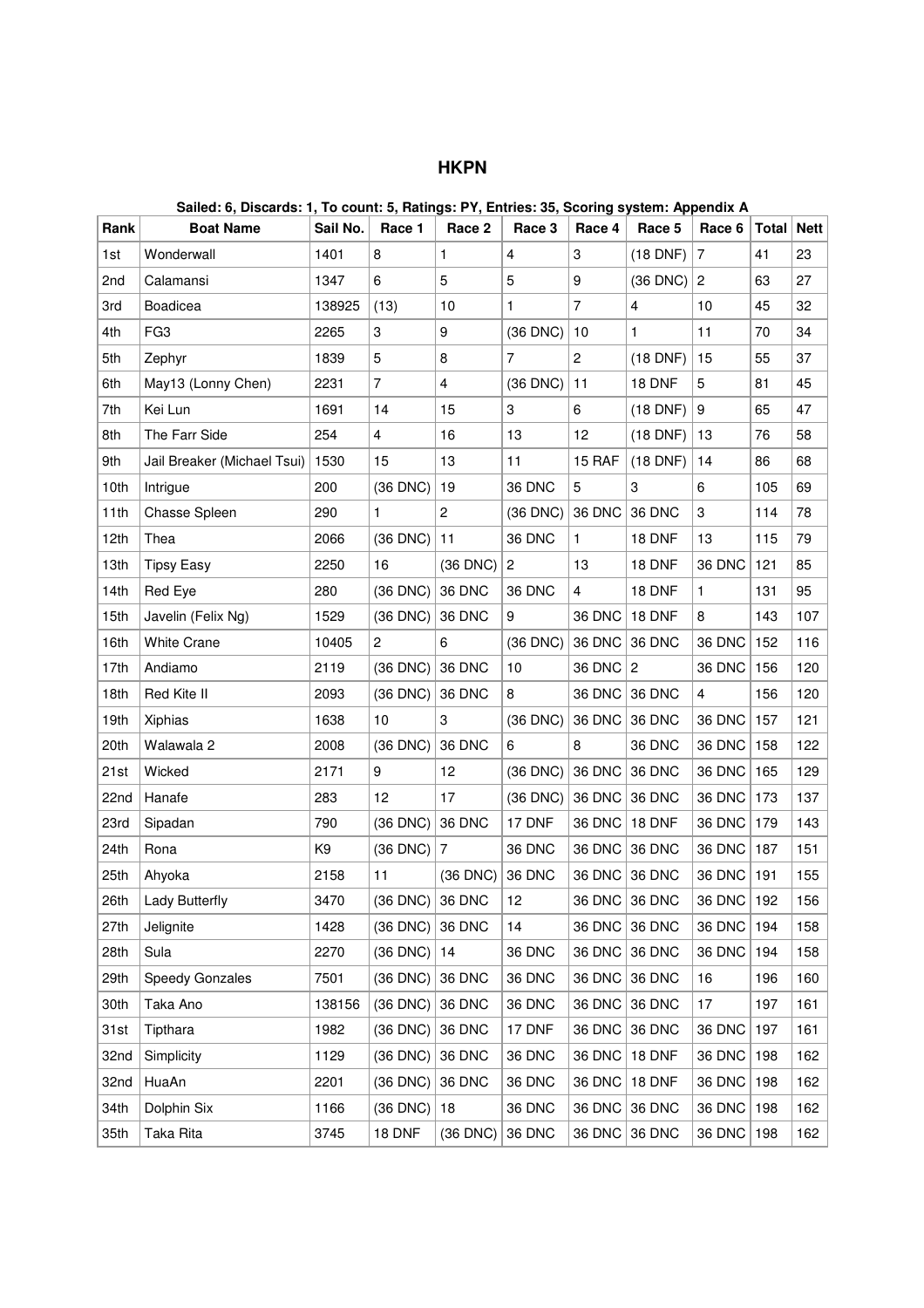# HKPN

**Sailed: 6, Discards: 1, To count: 5, Ratings: PY, Entries: 35, Scoring system: Appendix A**

| Rank | Boat Name | Sail No. | Race 1 | Race 2 | Race 3 | Race 4 | Race 5 | Race 6 | Total | Nett |
|---|---|---|---|---|---|---|---|---|---|---|
| 1st | Wonderwall | 1401 | 8 | 1 | 4 | 3 | (18 DNF) | 7 | 41 | 23 |
| 2nd | Calamansi | 1347 | 6 | 5 | 5 | 9 | (36 DNC) | 2 | 63 | 27 |
| 3rd | Boadicea | 138925 | (13) | 10 | 1 | 7 | 4 | 10 | 45 | 32 |
| 4th | FG3 | 2265 | 3 | 9 | (36 DNC) | 10 | 1 | 11 | 70 | 34 |
| 5th | Zephyr | 1839 | 5 | 8 | 7 | 2 | (18 DNF) | 15 | 55 | 37 |
| 6th | May13 (Lonny Chen) | 2231 | 7 | 4 | (36 DNC) | 11 | 18 DNF | 5 | 81 | 45 |
| 7th | Kei Lun | 1691 | 14 | 15 | 3 | 6 | (18 DNF) | 9 | 65 | 47 |
| 8th | The Farr Side | 254 | 4 | 16 | 13 | 12 | (18 DNF) | 13 | 76 | 58 |
| 9th | Jail Breaker (Michael Tsui) | 1530 | 15 | 13 | 11 | 15 RAF | (18 DNF) | 14 | 86 | 68 |
| 10th | Intrigue | 200 | (36 DNC) | 19 | 36 DNC | 5 | 3 | 6 | 105 | 69 |
| 11th | Chasse Spleen | 290 | 1 | 2 | (36 DNC) | 36 DNC | 36 DNC | 3 | 114 | 78 |
| 12th | Thea | 2066 | (36 DNC) | 11 | 36 DNC | 1 | 18 DNF | 13 | 115 | 79 |
| 13th | Tipsy Easy | 2250 | 16 | (36 DNC) | 2 | 13 | 18 DNF | 36 DNC | 121 | 85 |
| 14th | Red Eye | 280 | (36 DNC) | 36 DNC | 36 DNC | 4 | 18 DNF | 1 | 131 | 95 |
| 15th | Javelin (Felix Ng) | 1529 | (36 DNC) | 36 DNC | 9 | 36 DNC | 18 DNF | 8 | 143 | 107 |
| 16th | White Crane | 10405 | 2 | 6 | (36 DNC) | 36 DNC | 36 DNC | 36 DNC | 152 | 116 |
| 17th | Andiamo | 2119 | (36 DNC) | 36 DNC | 10 | 36 DNC | 2 | 36 DNC | 156 | 120 |
| 18th | Red Kite II | 2093 | (36 DNC) | 36 DNC | 8 | 36 DNC | 36 DNC | 4 | 156 | 120 |
| 19th | Xiphias | 1638 | 10 | 3 | (36 DNC) | 36 DNC | 36 DNC | 36 DNC | 157 | 121 |
| 20th | Walawala 2 | 2008 | (36 DNC) | 36 DNC | 6 | 8 | 36 DNC | 36 DNC | 158 | 122 |
| 21st | Wicked | 2171 | 9 | 12 | (36 DNC) | 36 DNC | 36 DNC | 36 DNC | 165 | 129 |
| 22nd | Hanafe | 283 | 12 | 17 | (36 DNC) | 36 DNC | 36 DNC | 36 DNC | 173 | 137 |
| 23rd | Sipadan | 790 | (36 DNC) | 36 DNC | 17 DNF | 36 DNC | 18 DNF | 36 DNC | 179 | 143 |
| 24th | Rona | K9 | (36 DNC) | 7 | 36 DNC | 36 DNC | 36 DNC | 36 DNC | 187 | 151 |
| 25th | Ahyoka | 2158 | 11 | (36 DNC) | 36 DNC | 36 DNC | 36 DNC | 36 DNC | 191 | 155 |
| 26th | Lady Butterfly | 3470 | (36 DNC) | 36 DNC | 12 | 36 DNC | 36 DNC | 36 DNC | 192 | 156 |
| 27th | Jelignite | 1428 | (36 DNC) | 36 DNC | 14 | 36 DNC | 36 DNC | 36 DNC | 194 | 158 |
| 28th | Sula | 2270 | (36 DNC) | 14 | 36 DNC | 36 DNC | 36 DNC | 36 DNC | 194 | 158 |
| 29th | Speedy Gonzales | 7501 | (36 DNC) | 36 DNC | 36 DNC | 36 DNC | 36 DNC | 16 | 196 | 160 |
| 30th | Taka Ano | 138156 | (36 DNC) | 36 DNC | 36 DNC | 36 DNC | 36 DNC | 17 | 197 | 161 |
| 31st | Tipthara | 1982 | (36 DNC) | 36 DNC | 17 DNF | 36 DNC | 36 DNC | 36 DNC | 197 | 161 |
| 32nd | Simplicity | 1129 | (36 DNC) | 36 DNC | 36 DNC | 36 DNC | 18 DNF | 36 DNC | 198 | 162 |
| 32nd | HuaAn | 2201 | (36 DNC) | 36 DNC | 36 DNC | 36 DNC | 18 DNF | 36 DNC | 198 | 162 |
| 34th | Dolphin Six | 1166 | (36 DNC) | 18 | 36 DNC | 36 DNC | 36 DNC | 36 DNC | 198 | 162 |
| 35th | Taka Rita | 3745 | 18 DNF | (36 DNC) | 36 DNC | 36 DNC | 36 DNC | 36 DNC | 198 | 162 |